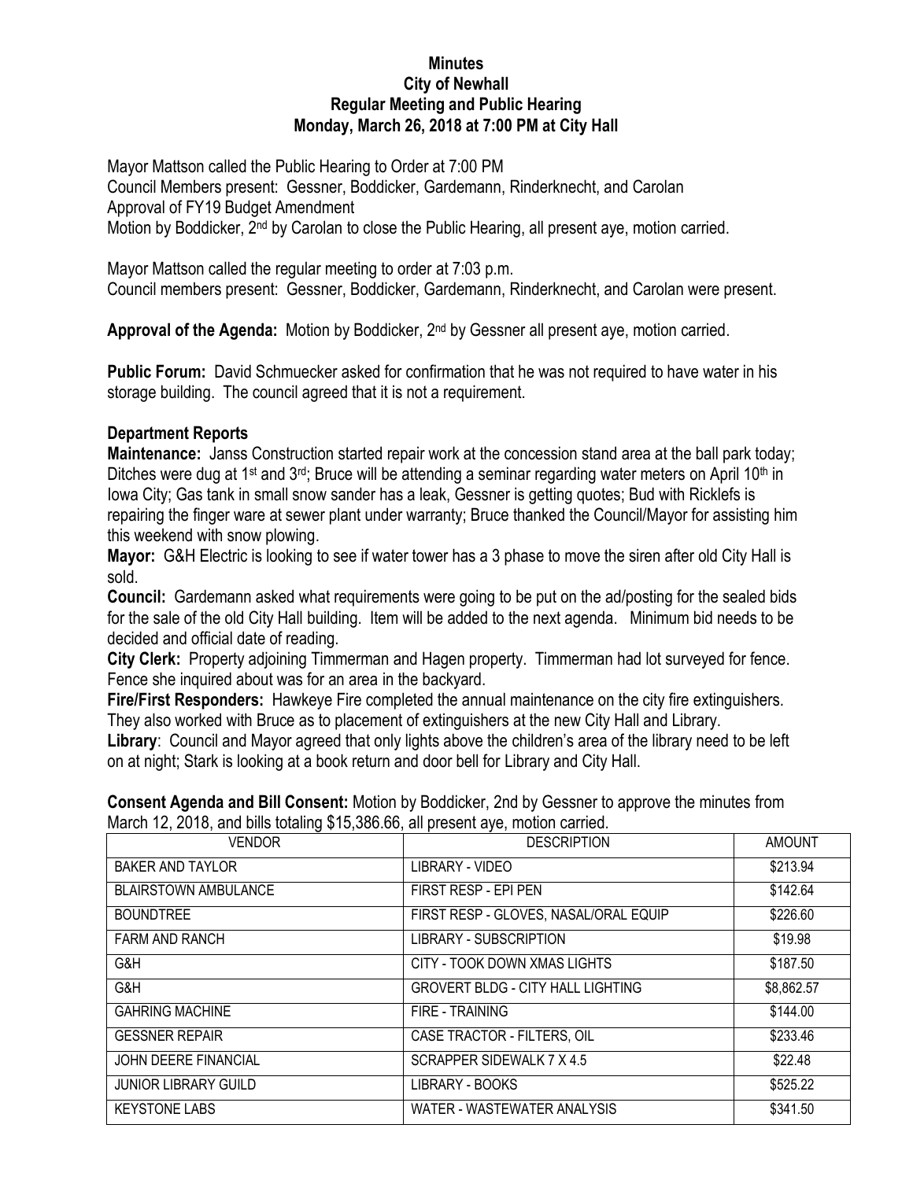**Minutes**
**City of Newhall**
**Regular Meeting and Public Hearing**
**Monday, March 26, 2018 at 7:00 PM at City Hall**

Mayor Mattson called the Public Hearing to Order at 7:00 PM
Council Members present: Gessner, Boddicker, Gardemann, Rinderknecht, and Carolan
Approval of FY19 Budget Amendment
Motion by Boddicker, 2nd by Carolan to close the Public Hearing, all present aye, motion carried.

Mayor Mattson called the regular meeting to order at 7:03 p.m.
Council members present: Gessner, Boddicker, Gardemann, Rinderknecht, and Carolan were present.

**Approval of the Agenda:** Motion by Boddicker, 2nd by Gessner all present aye, motion carried.

**Public Forum:** David Schmuecker asked for confirmation that he was not required to have water in his storage building. The council agreed that it is not a requirement.

**Department Reports**

**Maintenance:** Janss Construction started repair work at the concession stand area at the ball park today; Ditches were dug at 1st and 3rd; Bruce will be attending a seminar regarding water meters on April 10th in Iowa City; Gas tank in small snow sander has a leak, Gessner is getting quotes; Bud with Ricklefs is repairing the finger ware at sewer plant under warranty; Bruce thanked the Council/Mayor for assisting him this weekend with snow plowing.

**Mayor:** G&H Electric is looking to see if water tower has a 3 phase to move the siren after old City Hall is sold.

**Council:** Gardemann asked what requirements were going to be put on the ad/posting for the sealed bids for the sale of the old City Hall building. Item will be added to the next agenda. Minimum bid needs to be decided and official date of reading.

**City Clerk:** Property adjoining Timmerman and Hagen property. Timmerman had lot surveyed for fence. Fence she inquired about was for an area in the backyard.

**Fire/First Responders:** Hawkeye Fire completed the annual maintenance on the city fire extinguishers. They also worked with Bruce as to placement of extinguishers at the new City Hall and Library.

**Library**: Council and Mayor agreed that only lights above the children's area of the library need to be left on at night; Stark is looking at a book return and door bell for Library and City Hall.

**Consent Agenda and Bill Consent:** Motion by Boddicker, 2nd by Gessner to approve the minutes from March 12, 2018, and bills totaling $15,386.66, all present aye, motion carried.

| VENDOR | DESCRIPTION | AMOUNT |
|---|---|---|
| BAKER AND TAYLOR | LIBRARY - VIDEO | $213.94 |
| BLAIRSTOWN AMBULANCE | FIRST RESP - EPI PEN | $142.64 |
| BOUNDTREE | FIRST RESP - GLOVES, NASAL/ORAL EQUIP | $226.60 |
| FARM AND RANCH | LIBRARY - SUBSCRIPTION | $19.98 |
| G&H | CITY - TOOK DOWN XMAS LIGHTS | $187.50 |
| G&H | GROVERT BLDG - CITY HALL LIGHTING | $8,862.57 |
| GAHRING MACHINE | FIRE - TRAINING | $144.00 |
| GESSNER REPAIR | CASE TRACTOR - FILTERS, OIL | $233.46 |
| JOHN DEERE FINANCIAL | SCRAPPER SIDEWALK 7 X 4.5 | $22.48 |
| JUNIOR LIBRARY GUILD | LIBRARY - BOOKS | $525.22 |
| KEYSTONE LABS | WATER - WASTEWATER ANALYSIS | $341.50 |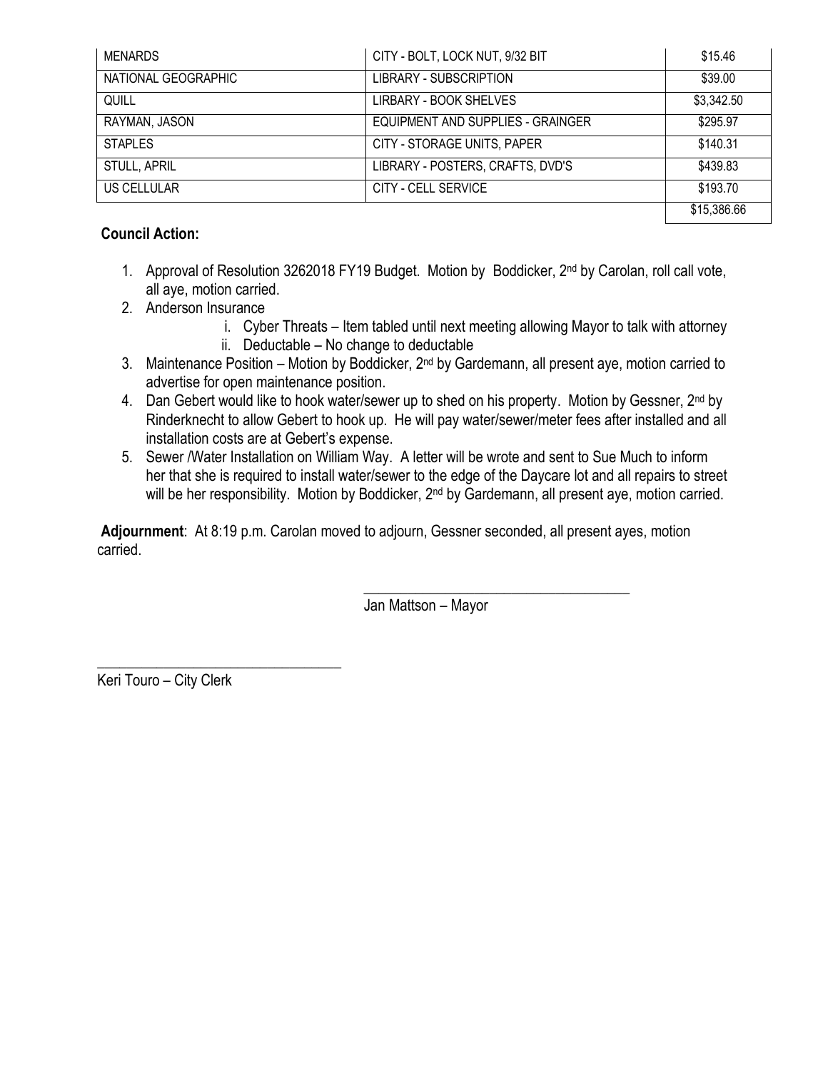| | | |
|---|---|---|
| MENARDS | CITY - BOLT, LOCK NUT, 9/32 BIT | $15.46 |
| NATIONAL GEOGRAPHIC | LIBRARY - SUBSCRIPTION | $39.00 |
| QUILL | LIRBARY - BOOK SHELVES | $3,342.50 |
| RAYMAN, JASON | EQUIPMENT AND SUPPLIES - GRAINGER | $295.97 |
| STAPLES | CITY - STORAGE UNITS, PAPER | $140.31 |
| STULL, APRIL | LIBRARY - POSTERS, CRAFTS, DVD'S | $439.83 |
| US CELLULAR | CITY - CELL SERVICE | $193.70 |
| | | $15,386.66 |

**Council Action:**

1. Approval of Resolution 3262018 FY19 Budget. Motion by Boddicker, 2nd by Carolan, roll call vote, all aye, motion carried.
2. Anderson Insurance
   i. Cyber Threats – Item tabled until next meeting allowing Mayor to talk with attorney
   ii. Deductable – No change to deductable
3. Maintenance Position – Motion by Boddicker, 2nd by Gardemann, all present aye, motion carried to advertise for open maintenance position.
4. Dan Gebert would like to hook water/sewer up to shed on his property. Motion by Gessner, 2nd by Rinderknecht to allow Gebert to hook up. He will pay water/sewer/meter fees after installed and all installation costs are at Gebert's expense.
5. Sewer /Water Installation on William Way. A letter will be wrote and sent to Sue Much to inform her that she is required to install water/sewer to the edge of the Daycare lot and all repairs to street will be her responsibility. Motion by Boddicker, 2nd by Gardemann, all present aye, motion carried.

**Adjournment**: At 8:19 p.m. Carolan moved to adjourn, Gessner seconded, all present ayes, motion carried.

\_\_\_\_\_\_\_\_\_\_\_\_\_\_\_\_\_\_\_\_\_\_\_\_\_\_\_\_\_\_\_\_\_\_\_\_

Jan Mattson – Mayor

\_\_\_\_\_\_\_\_\_\_\_\_\_\_\_\_\_\_\_\_\_\_\_\_\_\_\_\_\_\_\_\_\_\_\_\_

Keri Touro – City Clerk